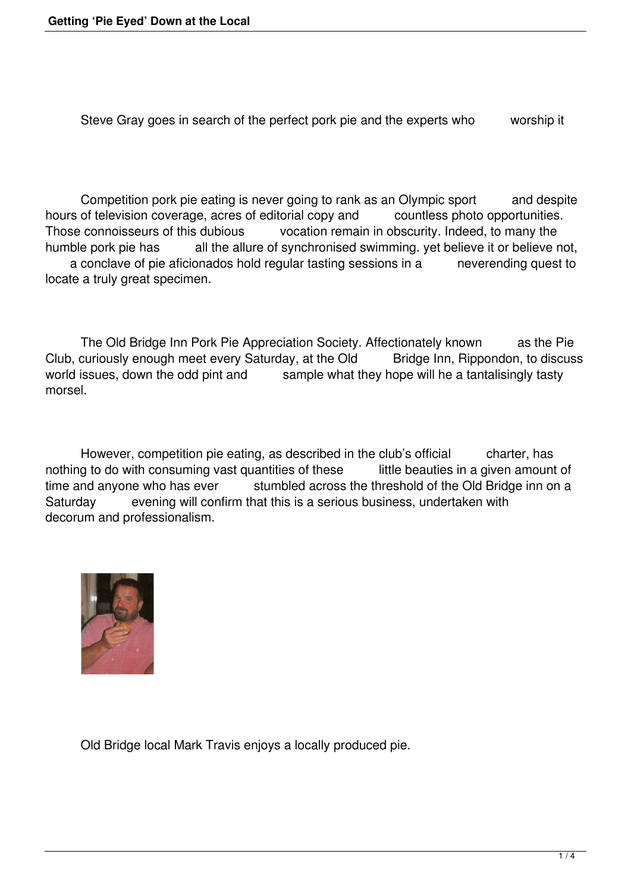Steve Gray goes in search of the perfect pork pie and the experts who worship it

Competition pork pie eating is never going to rank as an Olympic sport and despite hours of television coverage, acres of editorial copy and countless photo opportunities. Those connoisseurs of this dubious vocation remain in obscurity. Indeed, to many the humble pork pie has all the allure of synchronised swimming. yet believe it or believe not, a conclave of pie aficionados hold regular tasting sessions in a neverending quest to locate a truly great specimen.

The Old Bridge Inn Pork Pie Appreciation Society. Affectionately known as the Pie Club, curiously enough meet every Saturday, at the Old Bridge Inn, Rippondon, to discuss world issues, down the odd pint and sample what they hope will he a tantalisingly tasty morsel.

However, competition pie eating, as described in the club's official charter, has nothing to do with consuming vast quantities of these little beauties in a given amount of time and anyone who has ever stumbled across the threshold of the Old Bridge inn on a Saturday evening will confirm that this is a serious business, undertaken with decorum and professionalism.

Old Bridge local Mark Travis enjoys a locally produced pie.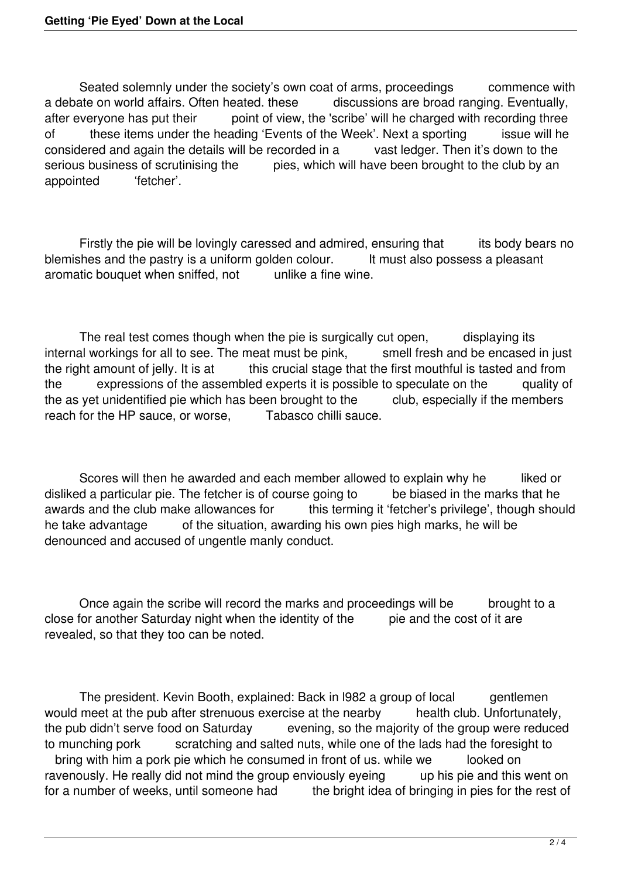Seated solemnly under the society's own coat of arms, proceedings commence with a debate on world affairs. Often heated. these discussions are broad ranging. Eventually, after everyone has put their point of view, the 'scribe' will he charged with recording three of these items under the heading 'Events of the Week'. Next a sporting issue will he considered and again the details will be recorded in a vast ledger. Then it's down to the serious business of scrutinising the pies, which will have been brought to the club by an appointed 'fetcher'.

Firstly the pie will be lovingly caressed and admired, ensuring that its body bears no blemishes and the pastry is a uniform golden colour. It must also possess a pleasant aromatic bouquet when sniffed, not unlike a fine wine.

The real test comes though when the pie is surgically cut open, displaying its internal workings for all to see. The meat must be pink, smell fresh and be encased in just the right amount of jelly. It is at this crucial stage that the first mouthful is tasted and from the expressions of the assembled experts it is possible to speculate on the quality of the as yet unidentified pie which has been brought to the club, especially if the members reach for the HP sauce, or worse, Tabasco chilli sauce.

Scores will then he awarded and each member allowed to explain why he liked or disliked a particular pie. The fetcher is of course going to be biased in the marks that he awards and the club make allowances for this terming it 'fetcher's privilege', though should he take advantage of the situation, awarding his own pies high marks, he will be denounced and accused of ungentle manly conduct.

Once again the scribe will record the marks and proceedings will be brought to a close for another Saturday night when the identity of the pie and the cost of it are revealed, so that they too can be noted.

The president. Kevin Booth, explained: Back in l982 a group of local gentlemen would meet at the pub after strenuous exercise at the nearby health club. Unfortunately, the pub didn't serve food on Saturday evening, so the majority of the group were reduced to munching pork scratching and salted nuts, while one of the lads had the foresight to bring with him a pork pie which he consumed in front of us. while we looked on ravenously. He really did not mind the group enviously eyeing up his pie and this went on for a number of weeks, until someone had the bright idea of bringing in pies for the rest of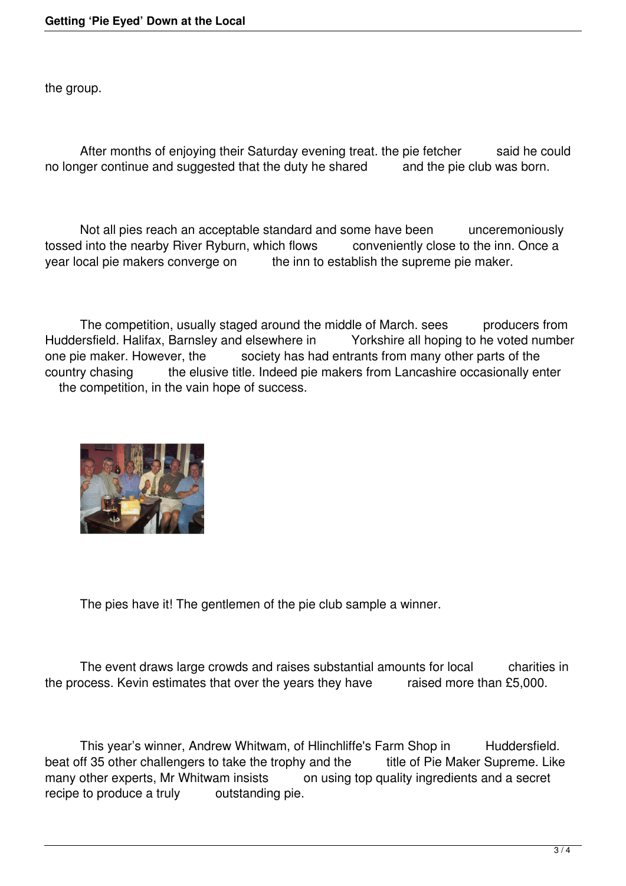the group.

After months of enjoying their Saturday evening treat. the pie fetcher said he could no longer continue and suggested that the duty he shared and the pie club was born.

Not all pies reach an acceptable standard and some have been unceremoniously tossed into the nearby River Ryburn, which flows conveniently close to the inn. Once a year local pie makers converge on the inn to establish the supreme pie maker.

The competition, usually staged around the middle of March. sees producers from Huddersfield. Halifax, Barnsley and elsewhere in Yorkshire all hoping to he voted number one pie maker. However, the society has had entrants from many other parts of the country chasing the elusive title. Indeed pie makers from Lancashire occasionally enter the competition, in the vain hope of success.

The pies have it! The gentlemen of the pie club sample a winner.

The event draws large crowds and raises substantial amounts for local charities in the process. Kevin estimates that over the years they have raised more than £5,000.

This year's winner, Andrew Whitwam, of Hlinchliffe's Farm Shop in Huddersfield. beat off 35 other challengers to take the trophy and the title of Pie Maker Supreme. Like many other experts, Mr Whitwam insists on using top quality ingredients and a secret recipe to produce a truly outstanding pie.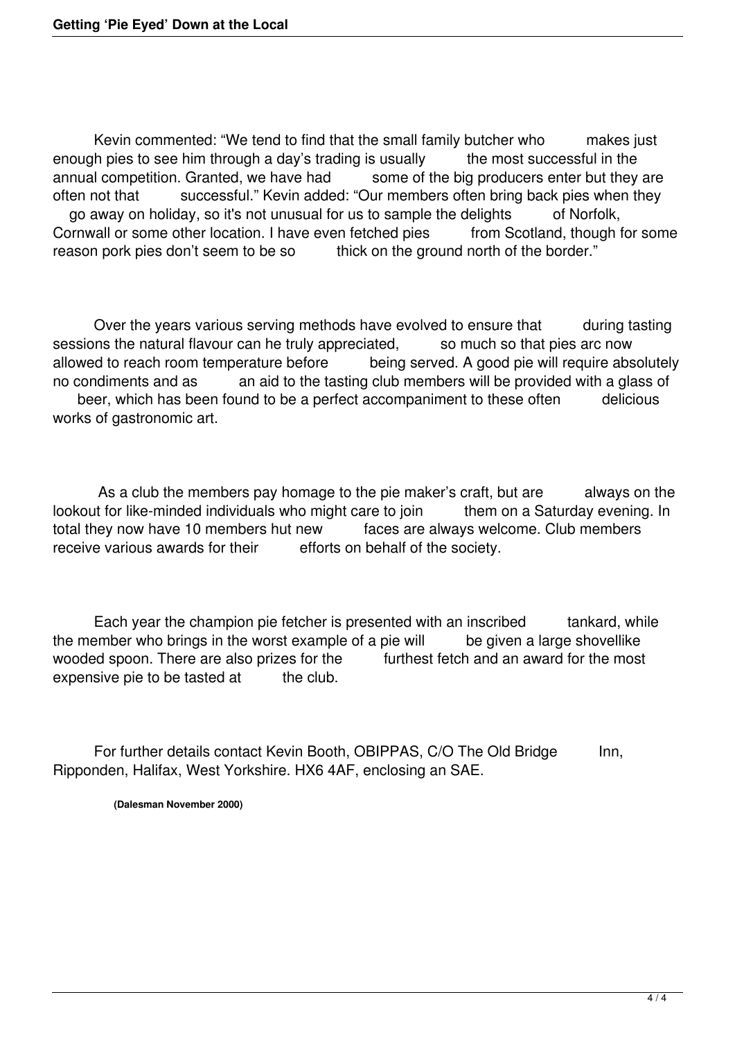Kevin commented: "We tend to find that the small family butcher who makes just enough pies to see him through a day's trading is usually the most successful in the annual competition. Granted, we have had some of the big producers enter but they are often not that successful." Kevin added: "Our members often bring back pies when they go away on holiday, so it's not unusual for us to sample the delights of Norfolk, Cornwall or some other location. I have even fetched pies from Scotland, though for some reason pork pies don't seem to be so thick on the ground north of the border."

Over the years various serving methods have evolved to ensure that during tasting sessions the natural flavour can he truly appreciated, so much so that pies arc now allowed to reach room temperature before being served. A good pie will require absolutely no condiments and as an aid to the tasting club members will be provided with a glass of beer, which has been found to be a perfect accompaniment to these often delicious works of gastronomic art.

As a club the members pay homage to the pie maker's craft, but are always on the lookout for like-minded individuals who might care to join them on a Saturday evening. In total they now have 10 members hut new faces are always welcome. Club members receive various awards for their efforts on behalf of the society.

Each year the champion pie fetcher is presented with an inscribed tankard, while the member who brings in the worst example of a pie will be given a large shovellike wooded spoon. There are also prizes for the furthest fetch and an award for the most expensive pie to be tasted at the club.

For further details contact Kevin Booth, OBIPPAS, C/O The Old Bridge Inn, Ripponden, Halifax, West Yorkshire. HX6 4AF, enclosing an SAE.

**(Dalesman November 2000)**